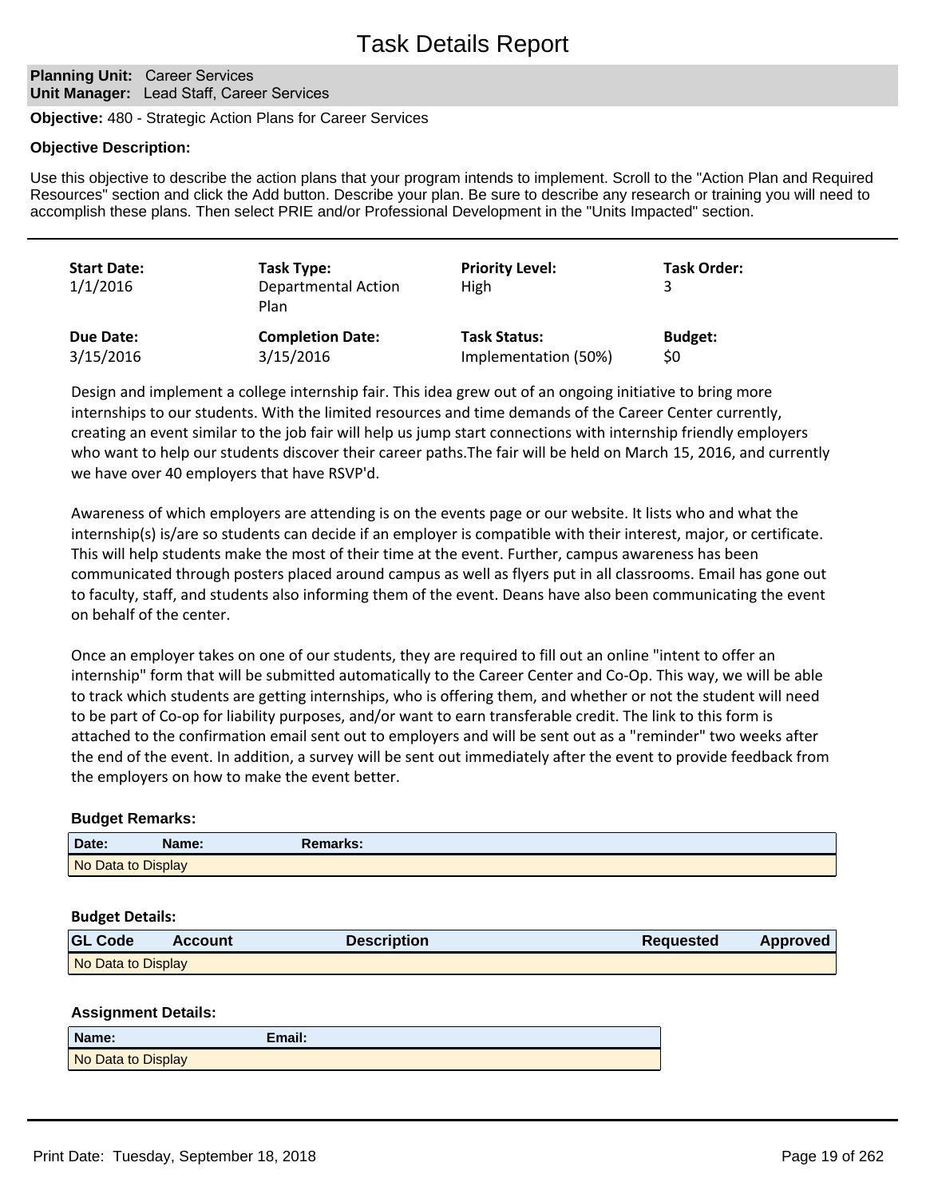# Task Details Report

**Planning Unit:** Career Services
**Unit Manager:** Lead Staff, Career Services

**Objective:** 480 - Strategic Action Plans for Career Services

**Objective Description:**

Use this objective to describe the action plans that your program intends to implement. Scroll to the "Action Plan and Required Resources" section and click the Add button. Describe your plan. Be sure to describe any research or training you will need to accomplish these plans. Then select PRIE and/or Professional Development in the "Units Impacted" section.

---

| **Start Date:** | **Task Type:** | **Priority Level:** | **Task Order:** |
|---|---|---|---|
| 1/1/2016 | Departmental Action Plan | High | 3 |
| **Due Date:** | **Completion Date:** | **Task Status:** | **Budget:** |
| 3/15/2016 | 3/15/2016 | Implementation (50%) | $0 |

Design and implement a college internship fair. This idea grew out of an ongoing initiative to bring more internships to our students. With the limited resources and time demands of the Career Center currently, creating an event similar to the job fair will help us jump start connections with internship friendly employers who want to help our students discover their career paths.The fair will be held on March 15, 2016, and currently we have over 40 employers that have RSVP'd.

Awareness of which employers are attending is on the events page or our website. It lists who and what the internship(s) is/are so students can decide if an employer is compatible with their interest, major, or certificate. This will help students make the most of their time at the event. Further, campus awareness has been communicated through posters placed around campus as well as flyers put in all classrooms. Email has gone out to faculty, staff, and students also informing them of the event. Deans have also been communicating the event on behalf of the center.

Once an employer takes on one of our students, they are required to fill out an online "intent to offer an internship" form that will be submitted automatically to the Career Center and Co-Op. This way, we will be able to track which students are getting internships, who is offering them, and whether or not the student will need to be part of Co-op for liability purposes, and/or want to earn transferable credit. The link to this form is attached to the confirmation email sent out to employers and will be sent out as a "reminder" two weeks after the end of the event. In addition, a survey will be sent out immediately after the event to provide feedback from the employers on how to make the event better.

**Budget Remarks:**

| Date: | Name: | Remarks: |
|---|---|---|
| No Data to Display | | |

**Budget Details:**

| GL Code | Account | Description | Requested | Approved |
|---|---|---|---|---|
| No Data to Display | | | | |

**Assignment Details:**

| Name: | Email: |
|---|---|
| No Data to Display | |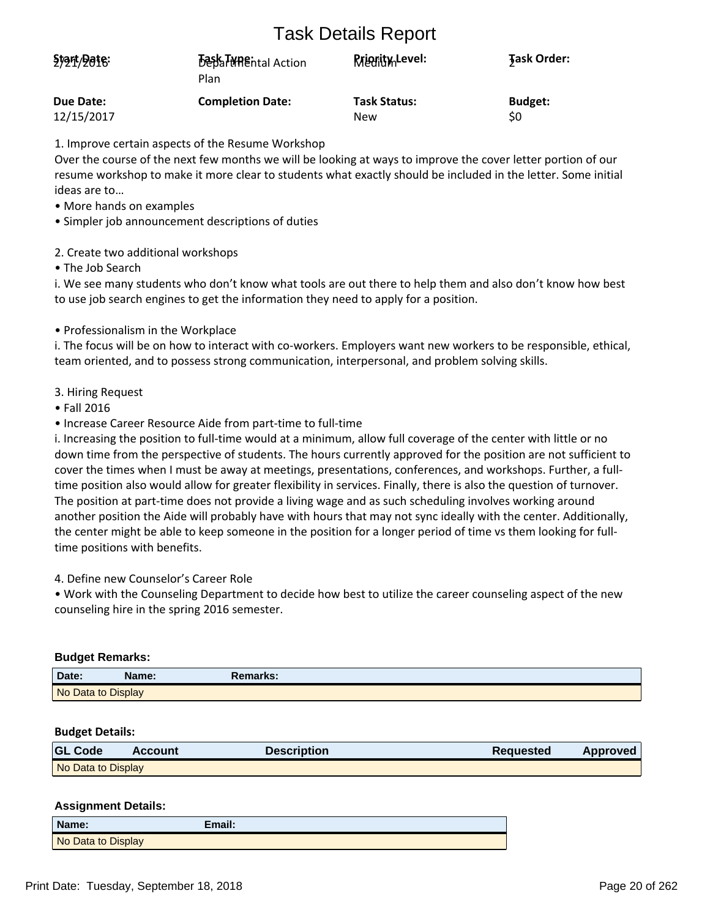# Task Details Report

| Start Date: | Task Type: | Priority Level: | Task Order: |
|---|---|---|---|
| 2/21/2016 | Departmental Action Plan | Medium | 2 |
| **Due Date:** | **Completion Date:** | **Task Status:** | **Budget:** |
| 12/15/2017 | | New | $0 |

1. Improve certain aspects of the Resume Workshop
Over the course of the next few months we will be looking at ways to improve the cover letter portion of our resume workshop to make it more clear to students what exactly should be included in the letter. Some initial ideas are to…
• More hands on examples
• Simpler job announcement descriptions of duties

2. Create two additional workshops
• The Job Search
i. We see many students who don't know what tools are out there to help them and also don't know how best to use job search engines to get the information they need to apply for a position.

• Professionalism in the Workplace
i. The focus will be on how to interact with co-workers. Employers want new workers to be responsible, ethical, team oriented, and to possess strong communication, interpersonal, and problem solving skills.

3. Hiring Request
• Fall 2016
• Increase Career Resource Aide from part-time to full-time
i. Increasing the position to full-time would at a minimum, allow full coverage of the center with little or no down time from the perspective of students. The hours currently approved for the position are not sufficient to cover the times when I must be away at meetings, presentations, conferences, and workshops. Further, a full-time position also would allow for greater flexibility in services. Finally, there is also the question of turnover. The position at part-time does not provide a living wage and as such scheduling involves working around another position the Aide will probably have with hours that may not sync ideally with the center. Additionally, the center might be able to keep someone in the position for a longer period of time vs them looking for full-time positions with benefits.

4. Define new Counselor's Career Role
• Work with the Counseling Department to decide how best to utilize the career counseling aspect of the new counseling hire in the spring 2016 semester.

**Budget Remarks:**

| Date: | Name: | Remarks: |
|---|---|---|
| No Data to Display | | |

**Budget Details:**

| GL Code | Account | Description | Requested | Approved |
|---|---|---|---|---|
| No Data to Display | | | | |

**Assignment Details:**

| Name: | Email: |
|---|---|
| No Data to Display | |

Print Date: Tuesday, September 18, 2018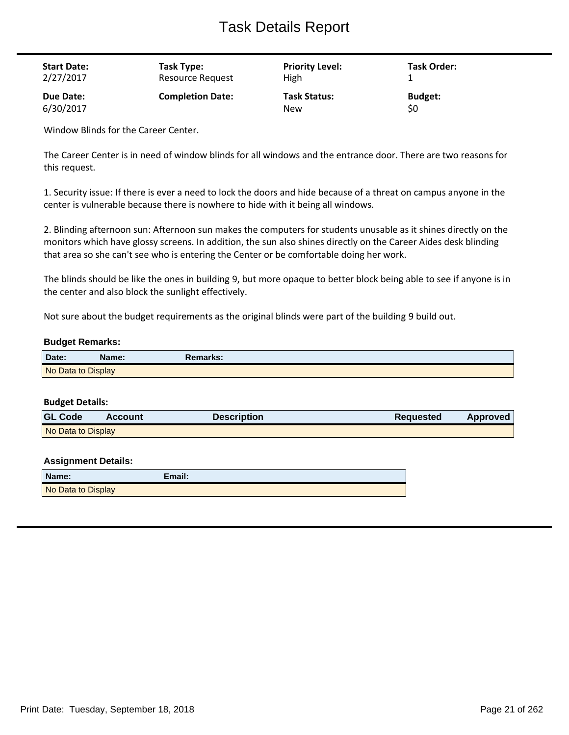# Task Details Report

| Start Date: | Task Type: | Priority Level: | Task Order: |
|---|---|---|---|
| 2/27/2017 | Resource Request | High | 1 |
| **Due Date:** | **Completion Date:** | **Task Status:** | **Budget:** |
| 6/30/2017 | | New | $0 |

Window Blinds for the Career Center.

The Career Center is in need of window blinds for all windows and the entrance door. There are two reasons for this request.

1. Security issue: If there is ever a need to lock the doors and hide because of a threat on campus anyone in the center is vulnerable because there is nowhere to hide with it being all windows.

2. Blinding afternoon sun: Afternoon sun makes the computers for students unusable as it shines directly on the monitors which have glossy screens. In addition, the sun also shines directly on the Career Aides desk blinding that area so she can't see who is entering the Center or be comfortable doing her work.

The blinds should be like the ones in building 9, but more opaque to better block being able to see if anyone is in the center and also block the sunlight effectively.

Not sure about the budget requirements as the original blinds were part of the building 9 build out.

**Budget Remarks:**

| Date: | Name: | Remarks: |
|---|---|---|
| No Data to Display | | |

**Budget Details:**

| GL Code | Account | Description | Requested | Approved |
|---|---|---|---|---|
| No Data to Display | | | | |

**Assignment Details:**

| Name: | Email: |
|---|---|
| No Data to Display | |

Print Date: Tuesday, September 18, 2018